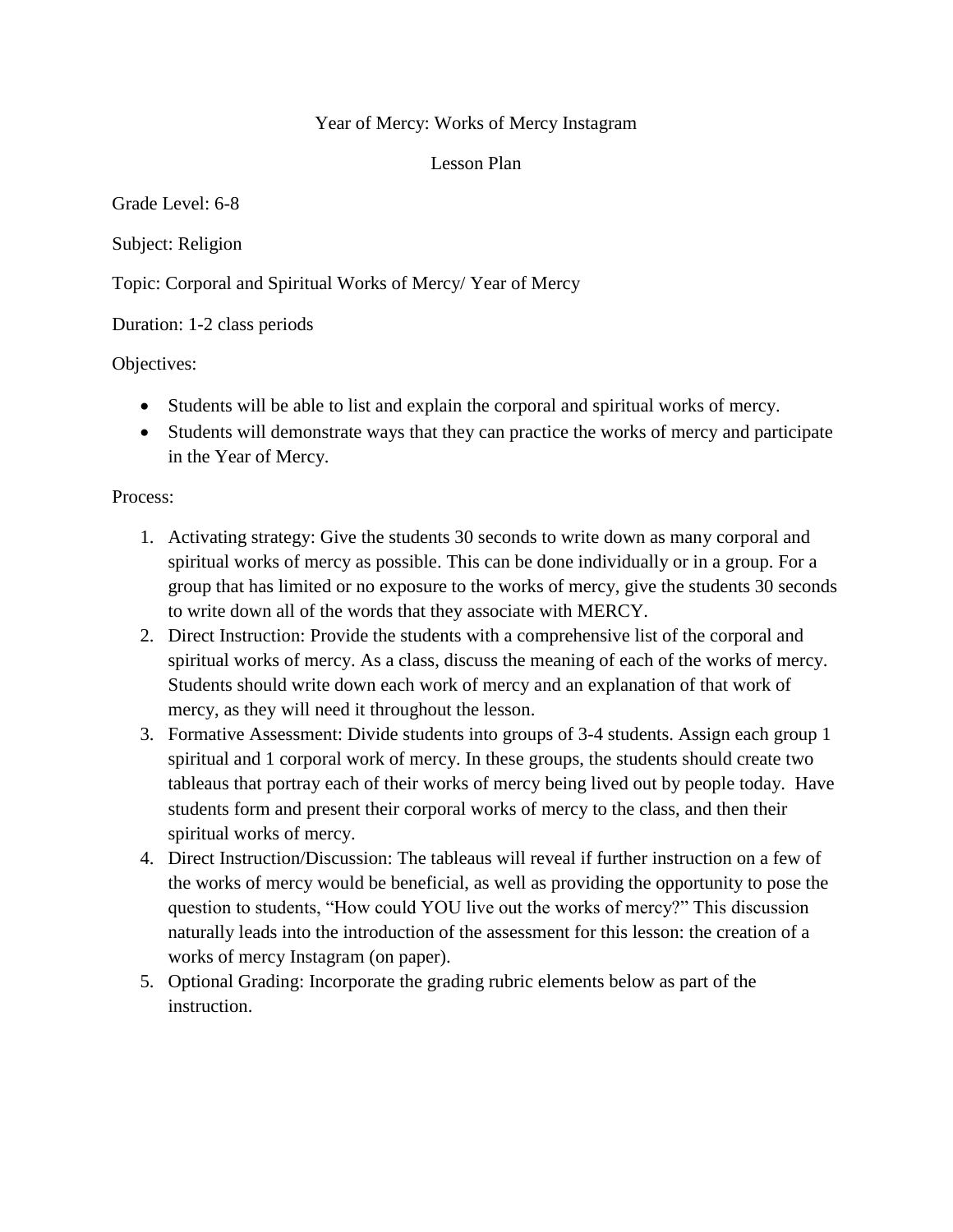# Year of Mercy: Works of Mercy Instagram

## Lesson Plan

Grade Level: 6-8

Subject: Religion

Topic: Corporal and Spiritual Works of Mercy/ Year of Mercy

Duration: 1-2 class periods

Objectives:

- Students will be able to list and explain the corporal and spiritual works of mercy.
- Students will demonstrate ways that they can practice the works of mercy and participate in the Year of Mercy.

Process:

1. Activating strategy: Give the students 30 seconds to write down as many corporal and spiritual works of mercy as possible. This can be done individually or in a group. For a group that has limited or no exposure to the works of mercy, give the students 30 seconds to write down all of the words that they associate with MERCY.
2. Direct Instruction: Provide the students with a comprehensive list of the corporal and spiritual works of mercy. As a class, discuss the meaning of each of the works of mercy. Students should write down each work of mercy and an explanation of that work of mercy, as they will need it throughout the lesson.
3. Formative Assessment: Divide students into groups of 3-4 students. Assign each group 1 spiritual and 1 corporal work of mercy. In these groups, the students should create two tableaus that portray each of their works of mercy being lived out by people today. Have students form and present their corporal works of mercy to the class, and then their spiritual works of mercy.
4. Direct Instruction/Discussion: The tableaus will reveal if further instruction on a few of the works of mercy would be beneficial, as well as providing the opportunity to pose the question to students, "How could YOU live out the works of mercy?" This discussion naturally leads into the introduction of the assessment for this lesson: the creation of a works of mercy Instagram (on paper).
5. Optional Grading: Incorporate the grading rubric elements below as part of the instruction.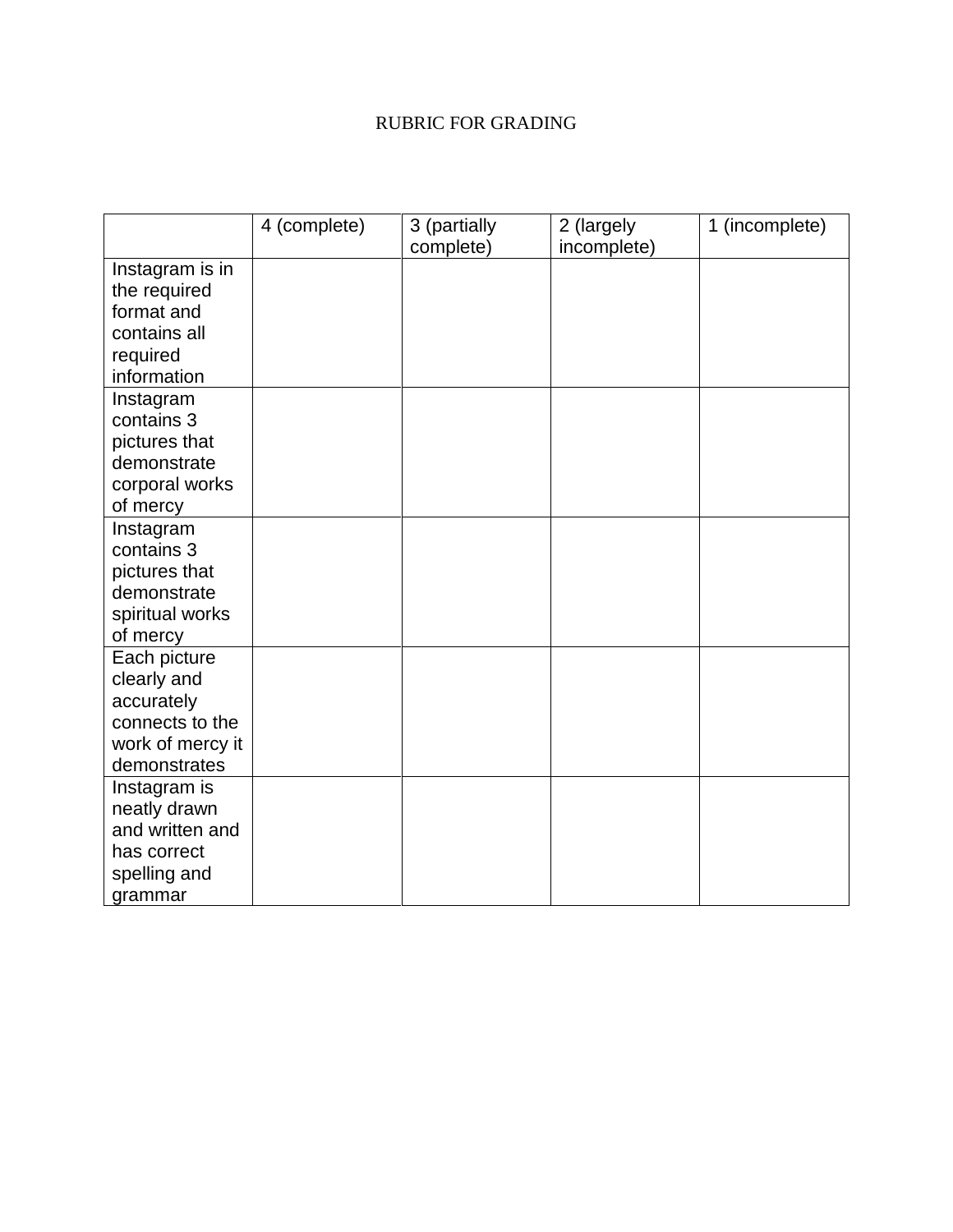RUBRIC FOR GRADING

| | 4 (complete) | 3 (partially complete) | 2 (largely incomplete) | 1 (incomplete) |
|---|---|---|---|---|
| Instagram is in the required format and contains all required information | | | | |
| Instagram contains 3 pictures that demonstrate corporal works of mercy | | | | |
| Instagram contains 3 pictures that demonstrate spiritual works of mercy | | | | |
| Each picture clearly and accurately connects to the work of mercy it demonstrates | | | | |
| Instagram is neatly drawn and written and has correct spelling and grammar | | | | |